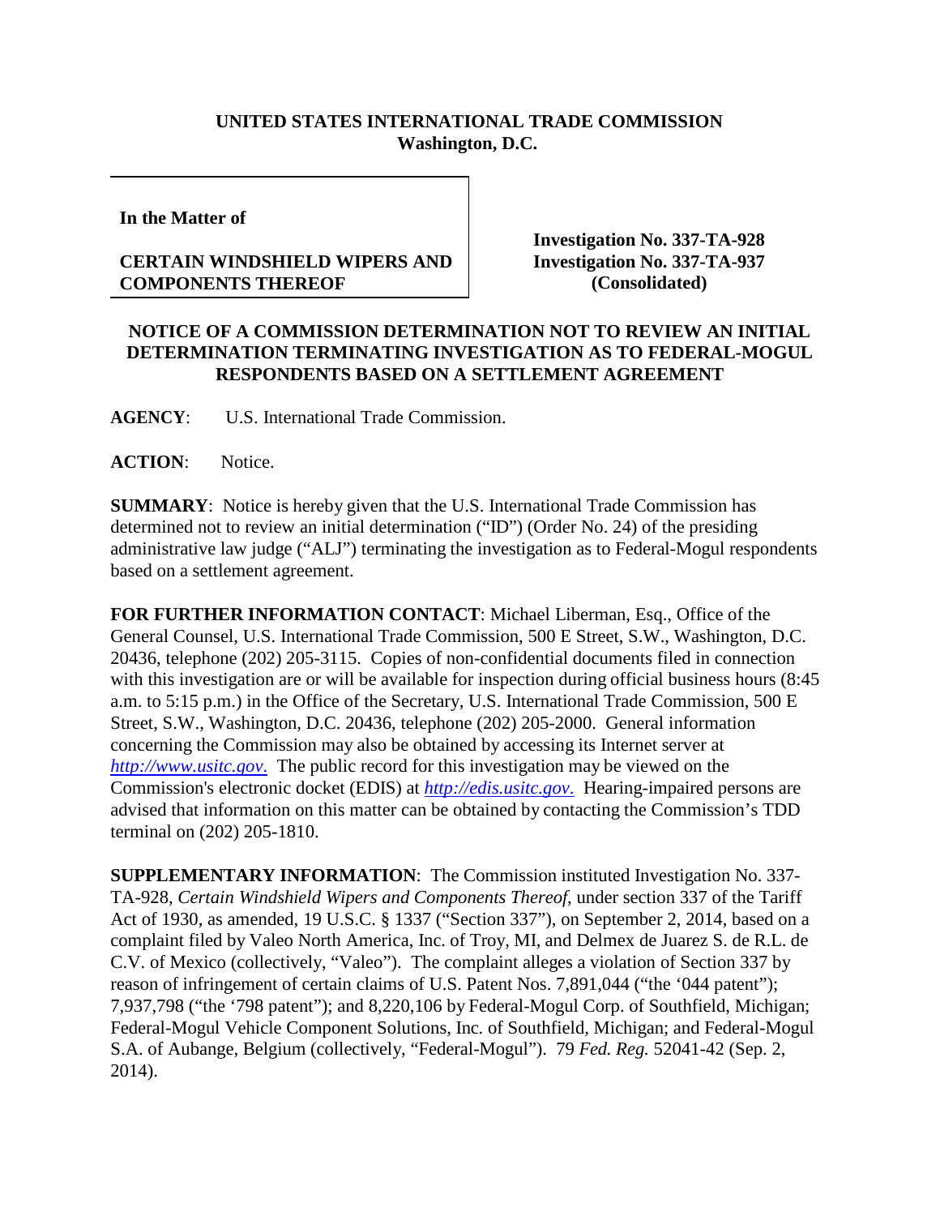**UNITED STATES INTERNATIONAL TRADE COMMISSION**
**Washington, D.C.**

| In the Matter of<br><br>**CERTAIN WINDSHIELD WIPERS AND COMPONENTS THEREOF** | **Investigation No. 337-TA-928**<br>**Investigation No. 337-TA-937**<br>**(Consolidated)** |
|---|---|

**NOTICE OF A COMMISSION DETERMINATION NOT TO REVIEW AN INITIAL DETERMINATION TERMINATING INVESTIGATION AS TO FEDERAL-MOGUL RESPONDENTS BASED ON A SETTLEMENT AGREEMENT**

**AGENCY**: U.S. International Trade Commission.

**ACTION**: Notice.

**SUMMARY**: Notice is hereby given that the U.S. International Trade Commission has determined not to review an initial determination ("ID") (Order No. 24) of the presiding administrative law judge ("ALJ") terminating the investigation as to Federal-Mogul respondents based on a settlement agreement.

**FOR FURTHER INFORMATION CONTACT**: Michael Liberman, Esq., Office of the General Counsel, U.S. International Trade Commission, 500 E Street, S.W., Washington, D.C. 20436, telephone (202) 205-3115. Copies of non-confidential documents filed in connection with this investigation are or will be available for inspection during official business hours (8:45 a.m. to 5:15 p.m.) in the Office of the Secretary, U.S. International Trade Commission, 500 E Street, S.W., Washington, D.C. 20436, telephone (202) 205-2000. General information concerning the Commission may also be obtained by accessing its Internet server at *http://www.usitc.gov*. The public record for this investigation may be viewed on the Commission's electronic docket (EDIS) at *http://edis.usitc.gov*. Hearing-impaired persons are advised that information on this matter can be obtained by contacting the Commission's TDD terminal on (202) 205-1810.

**SUPPLEMENTARY INFORMATION**: The Commission instituted Investigation No. 337-TA-928, *Certain Windshield Wipers and Components Thereof*, under section 337 of the Tariff Act of 1930, as amended, 19 U.S.C. § 1337 ("Section 337"), on September 2, 2014, based on a complaint filed by Valeo North America, Inc. of Troy, MI, and Delmex de Juarez S. de R.L. de C.V. of Mexico (collectively, "Valeo"). The complaint alleges a violation of Section 337 by reason of infringement of certain claims of U.S. Patent Nos. 7,891,044 ("the '044 patent"); 7,937,798 ("the '798 patent"); and 8,220,106 by Federal-Mogul Corp. of Southfield, Michigan; Federal-Mogul Vehicle Component Solutions, Inc. of Southfield, Michigan; and Federal-Mogul S.A. of Aubange, Belgium (collectively, "Federal-Mogul"). 79 *Fed. Reg.* 52041-42 (Sep. 2, 2014).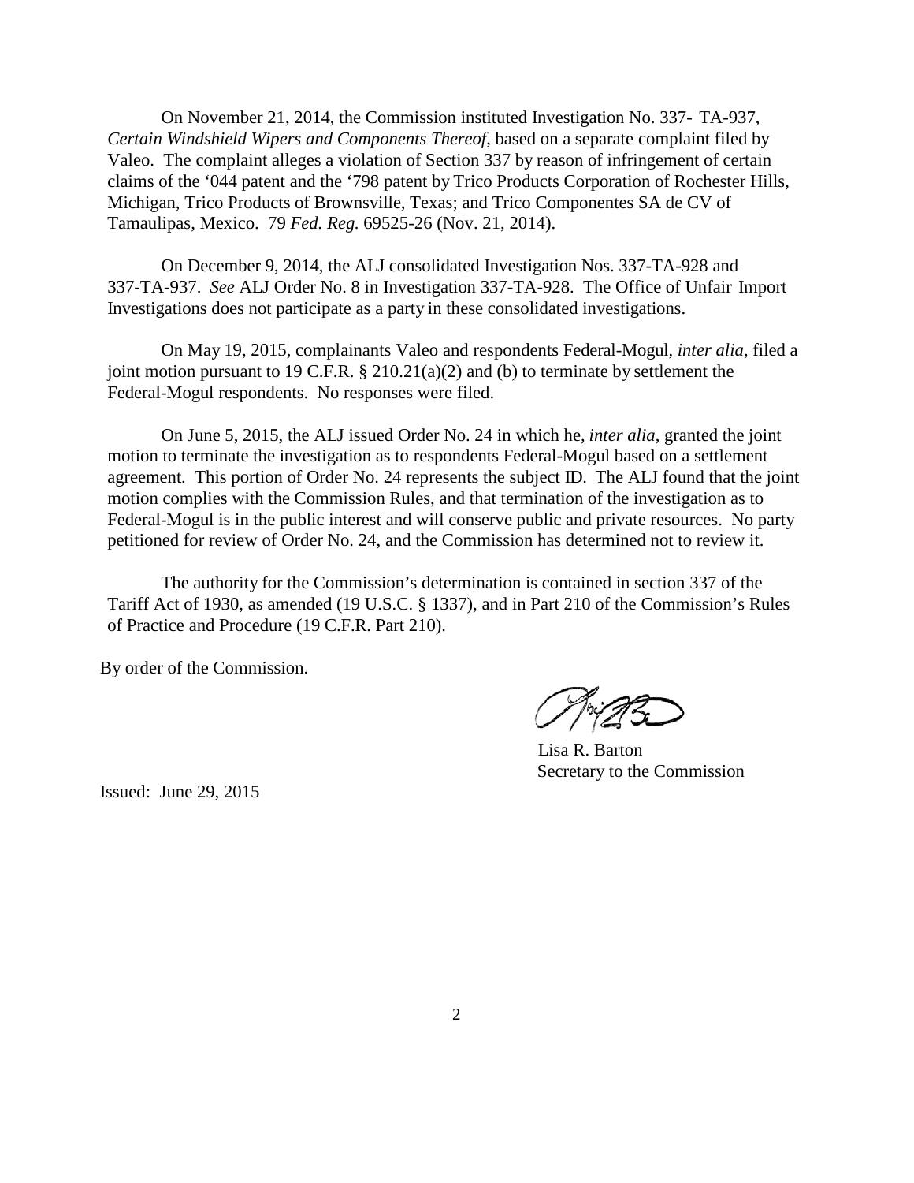On November 21, 2014, the Commission instituted Investigation No. 337- TA-937, *Certain Windshield Wipers and Components Thereof*, based on a separate complaint filed by Valeo. The complaint alleges a violation of Section 337 by reason of infringement of certain claims of the '044 patent and the '798 patent by Trico Products Corporation of Rochester Hills, Michigan, Trico Products of Brownsville, Texas; and Trico Componentes SA de CV of Tamaulipas, Mexico. 79 *Fed. Reg.* 69525-26 (Nov. 21, 2014).

On December 9, 2014, the ALJ consolidated Investigation Nos. 337-TA-928 and 337-TA-937. *See* ALJ Order No. 8 in Investigation 337-TA-928. The Office of Unfair Import Investigations does not participate as a party in these consolidated investigations.

On May 19, 2015, complainants Valeo and respondents Federal-Mogul, *inter alia*, filed a joint motion pursuant to 19 C.F.R. § 210.21(a)(2) and (b) to terminate by settlement the Federal-Mogul respondents. No responses were filed.

On June 5, 2015, the ALJ issued Order No. 24 in which he, *inter alia*, granted the joint motion to terminate the investigation as to respondents Federal-Mogul based on a settlement agreement. This portion of Order No. 24 represents the subject ID. The ALJ found that the joint motion complies with the Commission Rules, and that termination of the investigation as to Federal-Mogul is in the public interest and will conserve public and private resources. No party petitioned for review of Order No. 24, and the Commission has determined not to review it.

The authority for the Commission's determination is contained in section 337 of the Tariff Act of 1930, as amended (19 U.S.C. § 1337), and in Part 210 of the Commission's Rules of Practice and Procedure (19 C.F.R. Part 210).

By order of the Commission.

Lisa R. Barton
Secretary to the Commission

Issued: June 29, 2015